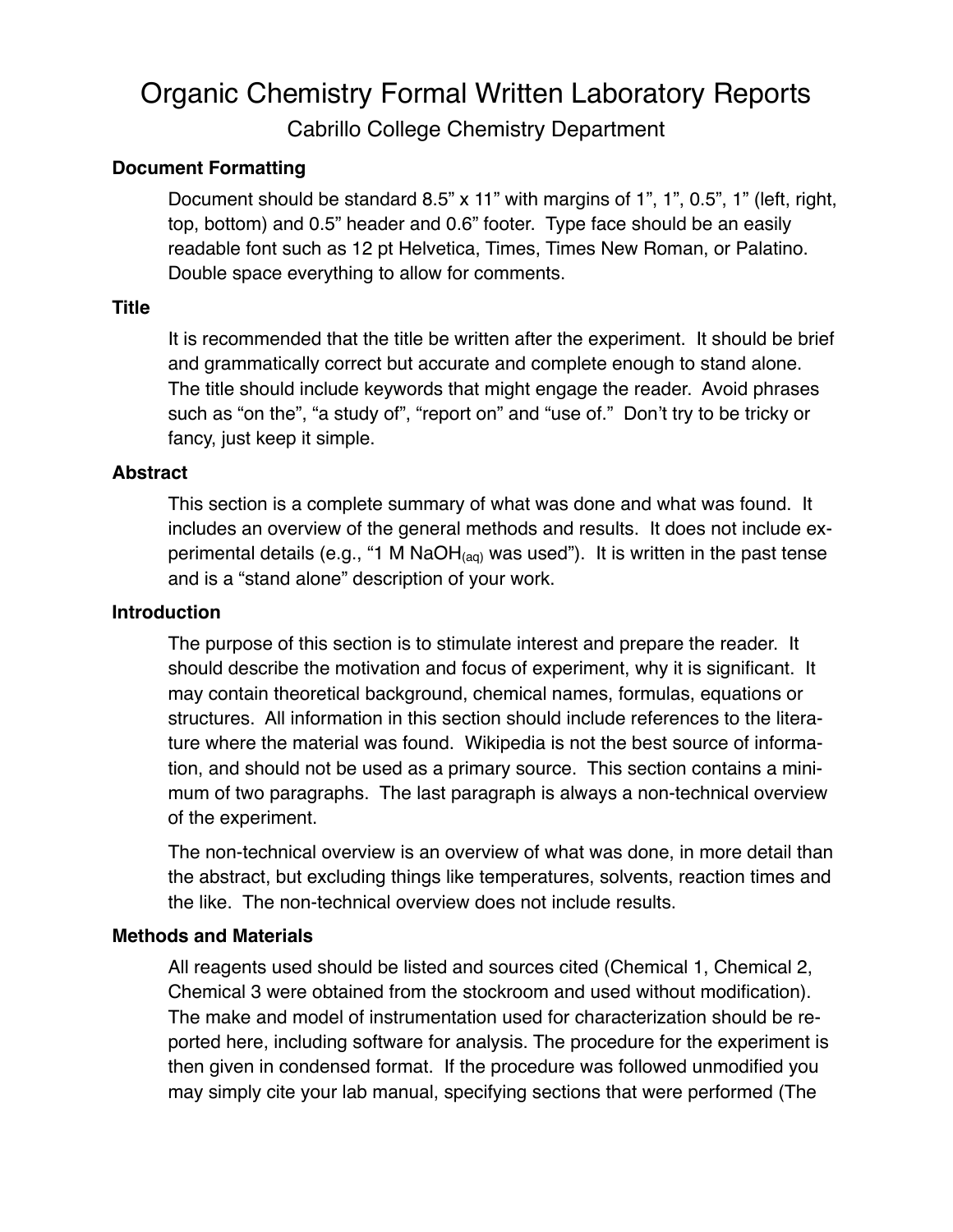# Organic Chemistry Formal Written Laboratory Reports

Cabrillo College Chemistry Department

### Document Formatting

Document should be standard 8.5" x 11" with margins of 1", 1", 0.5", 1" (left, right, top, bottom) and 0.5" header and 0.6" footer. Type face should be an easily readable font such as 12 pt Helvetica, Times, Times New Roman, or Palatino. Double space everything to allow for comments.

### Title

It is recommended that the title be written after the experiment. It should be brief and grammatically correct but accurate and complete enough to stand alone. The title should include keywords that might engage the reader. Avoid phrases such as "on the", "a study of", "report on" and "use of." Don't try to be tricky or fancy, just keep it simple.

### Abstract

This section is a complete summary of what was done and what was found. It includes an overview of the general methods and results. It does not include experimental details (e.g., "1 M $NaOH_{(aq)}$ was used"). It is written in the past tense and is a "stand alone" description of your work.

### Introduction

The purpose of this section is to stimulate interest and prepare the reader. It should describe the motivation and focus of experiment, why it is significant. It may contain theoretical background, chemical names, formulas, equations or structures. All information in this section should include references to the literature where the material was found. Wikipedia is not the best source of information, and should not be used as a primary source. This section contains a minimum of two paragraphs. The last paragraph is always a non-technical overview of the experiment.

The non-technical overview is an overview of what was done, in more detail than the abstract, but excluding things like temperatures, solvents, reaction times and the like. The non-technical overview does not include results.

### Methods and Materials

All reagents used should be listed and sources cited (Chemical 1, Chemical 2, Chemical 3 were obtained from the stockroom and used without modification). The make and model of instrumentation used for characterization should be reported here, including software for analysis. The procedure for the experiment is then given in condensed format. If the procedure was followed unmodified you may simply cite your lab manual, specifying sections that were performed (The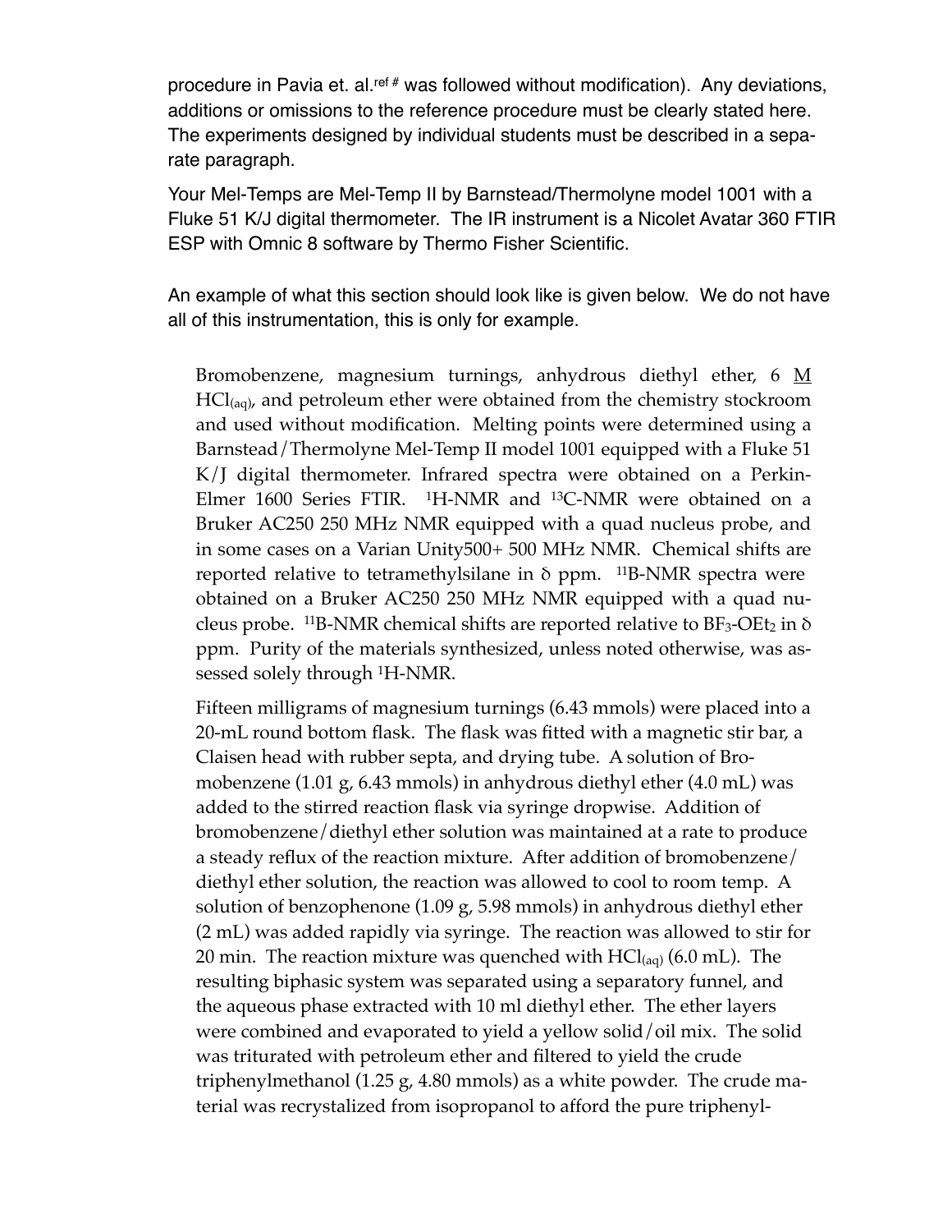procedure in Pavia et. al.[ref #] was followed without modification). Any deviations, additions or omissions to the reference procedure must be clearly stated here. The experiments designed by individual students must be described in a separate paragraph.

Your Mel-Temps are Mel-Temp II by Barnstead/Thermolyne model 1001 with a Fluke 51 K/J digital thermometer. The IR instrument is a Nicolet Avatar 360 FTIR ESP with Omnic 8 software by Thermo Fisher Scientific.

An example of what this section should look like is given below. We do not have all of this instrumentation, this is only for example.

> Bromobenzene, magnesium turnings, anhydrous diethyl ether, 6 M $HCl_{(aq)}$, and petroleum ether were obtained from the chemistry stockroom and used without modification. Melting points were determined using a Barnstead/Thermolyne Mel-Temp II model 1001 equipped with a Fluke 51 K/J digital thermometer. Infrared spectra were obtained on a Perkin-Elmer 1600 Series FTIR. $^{1}$H-NMR and $^{13}$C-NMR were obtained on a Bruker AC250 250 MHz NMR equipped with a quad nucleus probe, and in some cases on a Varian Unity500+ 500 MHz NMR. Chemical shifts are reported relative to tetramethylsilane in δ ppm. $^{11}$B-NMR spectra were obtained on a Bruker AC250 250 MHz NMR equipped with a quad nucleus probe. $^{11}$B-NMR chemical shifts are reported relative to $BF_3$-$OEt_2$ in δ ppm. Purity of the materials synthesized, unless noted otherwise, was assessed solely through $^{1}$H-NMR.
>
> Fifteen milligrams of magnesium turnings (6.43 mmols) were placed into a 20-mL round bottom flask. The flask was fitted with a magnetic stir bar, a Claisen head with rubber septa, and drying tube. A solution of Bromobenzene (1.01 g, 6.43 mmols) in anhydrous diethyl ether (4.0 mL) was added to the stirred reaction flask via syringe dropwise. Addition of bromobenzene/diethyl ether solution was maintained at a rate to produce a steady reflux of the reaction mixture. After addition of bromobenzene/diethyl ether solution, the reaction was allowed to cool to room temp. A solution of benzophenone (1.09 g, 5.98 mmols) in anhydrous diethyl ether (2 mL) was added rapidly via syringe. The reaction was allowed to stir for 20 min. The reaction mixture was quenched with $HCl_{(aq)}$ (6.0 mL). The resulting biphasic system was separated using a separatory funnel, and the aqueous phase extracted with 10 ml diethyl ether. The ether layers were combined and evaporated to yield a yellow solid/oil mix. The solid was triturated with petroleum ether and filtered to yield the crude triphenylmethanol (1.25 g, 4.80 mmols) as a white powder. The crude material was recrystalized from isopropanol to afford the pure triphenyl-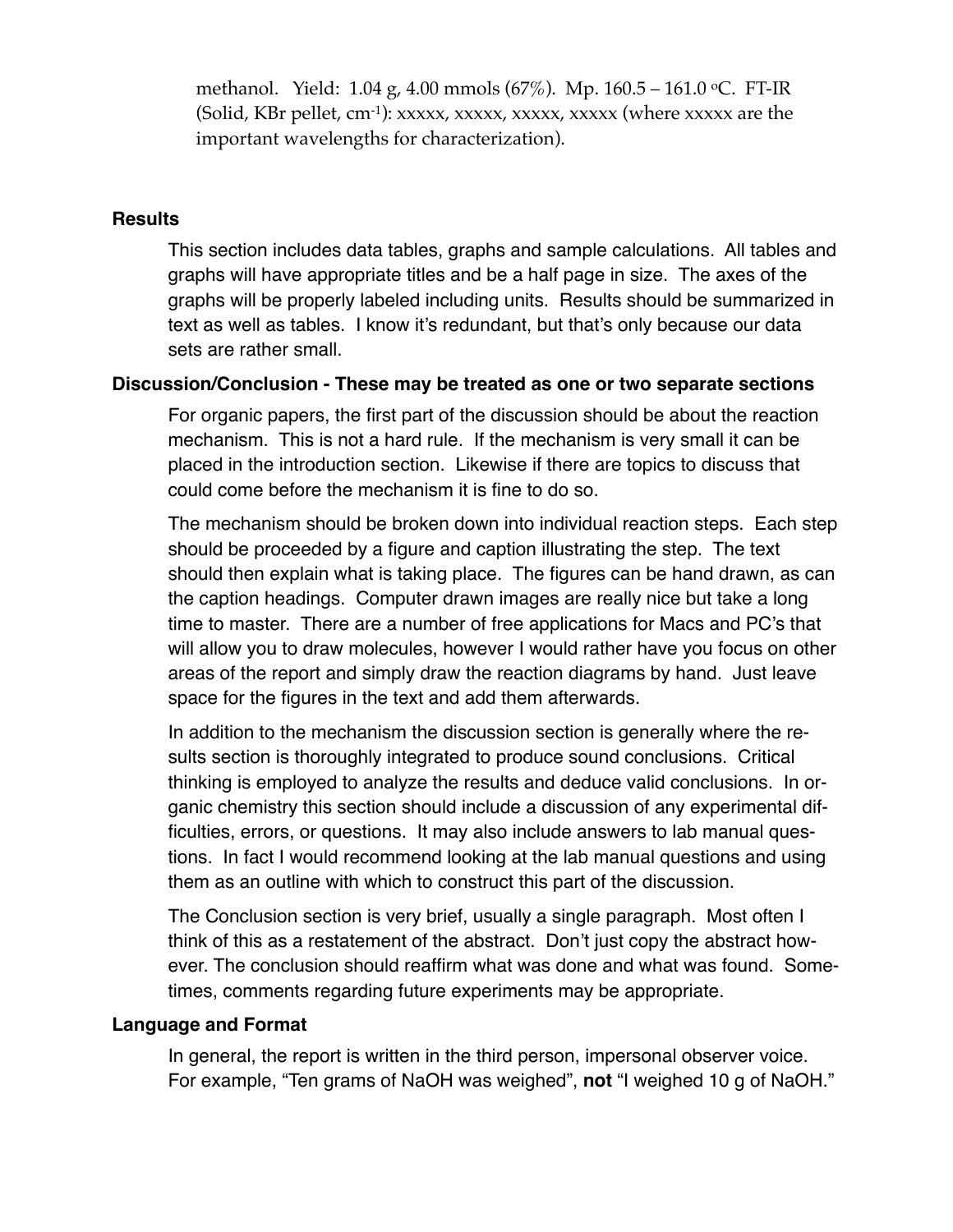methanol. Yield: 1.04 g, 4.00 mmols (67%). Mp. 160.5 – 161.0 $^{o}$C. FT-IR (Solid, KBr pellet, cm$^{-1}$): xxxxx, xxxxx, xxxxx, xxxxx (where xxxxx are the important wavelengths for characterization).

**Results**

This section includes data tables, graphs and sample calculations. All tables and graphs will have appropriate titles and be a half page in size. The axes of the graphs will be properly labeled including units. Results should be summarized in text as well as tables. I know it's redundant, but that's only because our data sets are rather small.

**Discussion/Conclusion - These may be treated as one or two separate sections**

For organic papers, the first part of the discussion should be about the reaction mechanism. This is not a hard rule. If the mechanism is very small it can be placed in the introduction section. Likewise if there are topics to discuss that could come before the mechanism it is fine to do so.

The mechanism should be broken down into individual reaction steps. Each step should be proceeded by a figure and caption illustrating the step. The text should then explain what is taking place. The figures can be hand drawn, as can the caption headings. Computer drawn images are really nice but take a long time to master. There are a number of free applications for Macs and PC's that will allow you to draw molecules, however I would rather have you focus on other areas of the report and simply draw the reaction diagrams by hand. Just leave space for the figures in the text and add them afterwards.

In addition to the mechanism the discussion section is generally where the results section is thoroughly integrated to produce sound conclusions. Critical thinking is employed to analyze the results and deduce valid conclusions. In organic chemistry this section should include a discussion of any experimental difficulties, errors, or questions. It may also include answers to lab manual questions. In fact I would recommend looking at the lab manual questions and using them as an outline with which to construct this part of the discussion.

The Conclusion section is very brief, usually a single paragraph. Most often I think of this as a restatement of the abstract. Don't just copy the abstract however. The conclusion should reaffirm what was done and what was found. Sometimes, comments regarding future experiments may be appropriate.

**Language and Format**

In general, the report is written in the third person, impersonal observer voice. For example, "Ten grams of NaOH was weighed", **not** "I weighed 10 g of NaOH."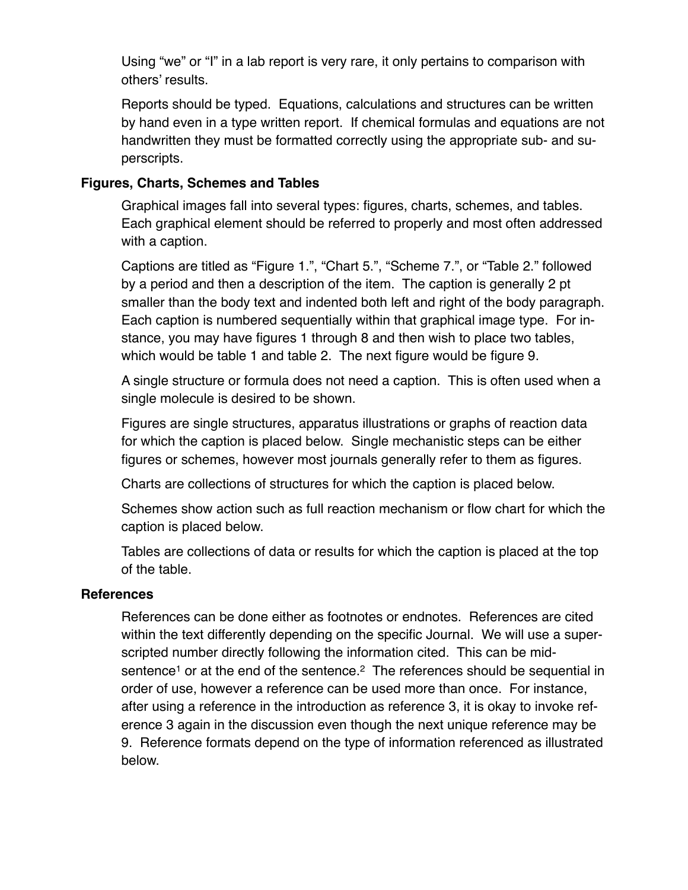Using "we" or "I" in a lab report is very rare, it only pertains to comparison with others' results.

Reports should be typed. Equations, calculations and structures can be written by hand even in a type written report. If chemical formulas and equations are not handwritten they must be formatted correctly using the appropriate sub- and superscripts.

### Figures, Charts, Schemes and Tables

Graphical images fall into several types: figures, charts, schemes, and tables. Each graphical element should be referred to properly and most often addressed with a caption.

Captions are titled as "Figure 1.", "Chart 5.", "Scheme 7.", or "Table 2." followed by a period and then a description of the item. The caption is generally 2 pt smaller than the body text and indented both left and right of the body paragraph. Each caption is numbered sequentially within that graphical image type. For instance, you may have figures 1 through 8 and then wish to place two tables, which would be table 1 and table 2. The next figure would be figure 9.

A single structure or formula does not need a caption. This is often used when a single molecule is desired to be shown.

Figures are single structures, apparatus illustrations or graphs of reaction data for which the caption is placed below. Single mechanistic steps can be either figures or schemes, however most journals generally refer to them as figures.

Charts are collections of structures for which the caption is placed below.

Schemes show action such as full reaction mechanism or flow chart for which the caption is placed below.

Tables are collections of data or results for which the caption is placed at the top of the table.

### References

References can be done either as footnotes or endnotes. References are cited within the text differently depending on the specific Journal. We will use a superscripted number directly following the information cited. This can be mid-sentence[1] or at the end of the sentence.[2] The references should be sequential in order of use, however a reference can be used more than once. For instance, after using a reference in the introduction as reference 3, it is okay to invoke reference 3 again in the discussion even though the next unique reference may be 9. Reference formats depend on the type of information referenced as illustrated below.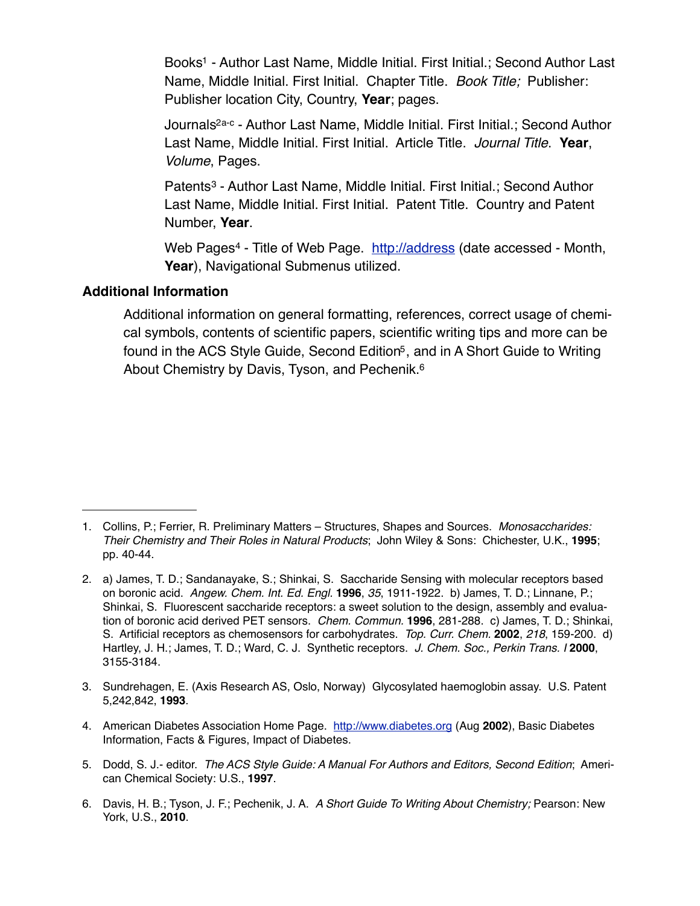Books[1] - Author Last Name, Middle Initial. First Initial.; Second Author Last Name, Middle Initial. First Initial. Chapter Title. *Book Title;* Publisher: Publisher location City, Country, **Year**; pages.

Journals[2a-c] - Author Last Name, Middle Initial. First Initial.; Second Author Last Name, Middle Initial. First Initial. Article Title. *Journal Title*. **Year**, *Volume*, Pages.

Patents[3] - Author Last Name, Middle Initial. First Initial.; Second Author Last Name, Middle Initial. First Initial. Patent Title. Country and Patent Number, **Year**.

Web Pages[4] - Title of Web Page. http://address (date accessed - Month, **Year**), Navigational Submenus utilized.

### Additional Information

Additional information on general formatting, references, correct usage of chemical symbols, contents of scientific papers, scientific writing tips and more can be found in the ACS Style Guide, Second Edition[5], and in A Short Guide to Writing About Chemistry by Davis, Tyson, and Pechenik.[6]

---

1. Collins, P.; Ferrier, R. Preliminary Matters – Structures, Shapes and Sources. *Monosaccharides: Their Chemistry and Their Roles in Natural Products*; John Wiley & Sons: Chichester, U.K., **1995**; pp. 40-44.

2. a) James, T. D.; Sandanayake, S.; Shinkai, S. Saccharide Sensing with molecular receptors based on boronic acid. *Angew. Chem. Int. Ed. Engl.* **1996**, *35*, 1911-1922. b) James, T. D.; Linnane, P.; Shinkai, S. Fluorescent saccharide receptors: a sweet solution to the design, assembly and evaluation of boronic acid derived PET sensors. *Chem. Commun.* **1996**, 281-288. c) James, T. D.; Shinkai, S. Artificial receptors as chemosensors for carbohydrates. *Top. Curr. Chem.* **2002**, *218*, 159-200. d) Hartley, J. H.; James, T. D.; Ward, C. J. Synthetic receptors. *J. Chem. Soc., Perkin Trans. I* **2000**, 3155-3184.

3. Sundrehagen, E. (Axis Research AS, Oslo, Norway) Glycosylated haemoglobin assay. U.S. Patent 5,242,842, **1993**.

4. American Diabetes Association Home Page. http://www.diabetes.org (Aug **2002**), Basic Diabetes Information, Facts & Figures, Impact of Diabetes.

5. Dodd, S. J.- editor. *The ACS Style Guide: A Manual For Authors and Editors, Second Edition*; American Chemical Society: U.S., **1997**.

6. Davis, H. B.; Tyson, J. F.; Pechenik, J. A. *A Short Guide To Writing About Chemistry;* Pearson: New York, U.S., **2010**.